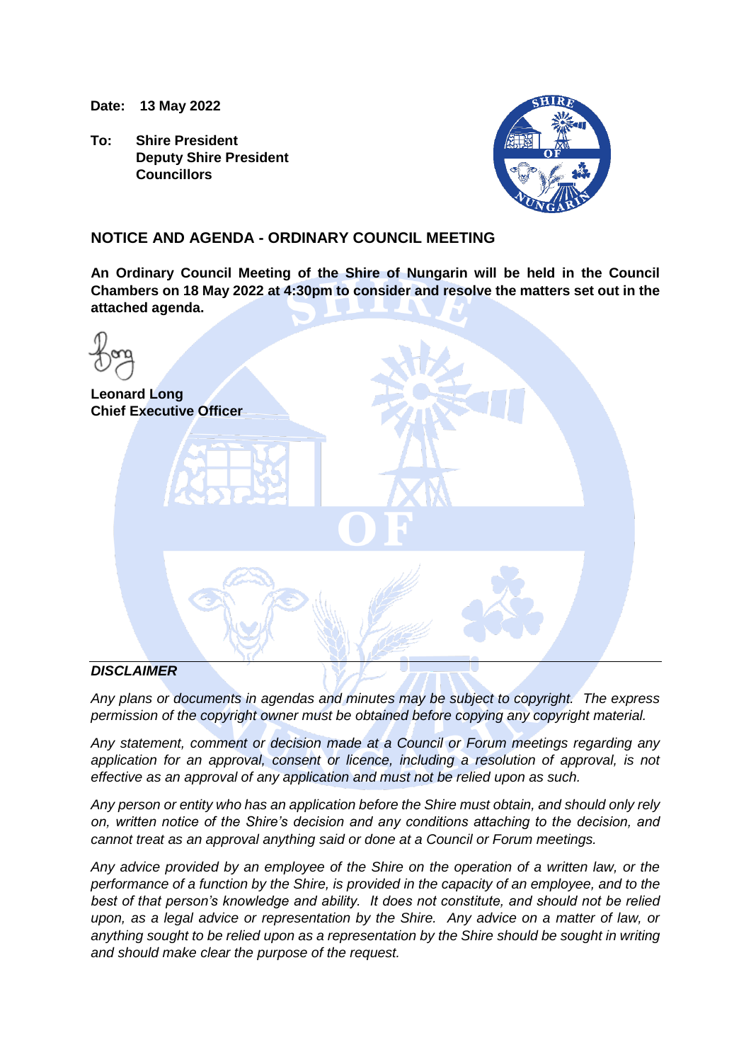**Date: 13 May 2022**

**To: Shire President**
**Deputy Shire President**
**Councillors**

## NOTICE AND AGENDA - ORDINARY COUNCIL MEETING

**An Ordinary Council Meeting of the Shire of Nungarin will be held in the Council Chambers on 18 May 2022 at 4:30pm to consider and resolve the matters set out in the attached agenda.**

**Leonard Long**
**Chief Executive Officer**

---

***DISCLAIMER***

*Any plans or documents in agendas and minutes may be subject to copyright. The express permission of the copyright owner must be obtained before copying any copyright material.*

*Any statement, comment or decision made at a Council or Forum meetings regarding any application for an approval, consent or licence, including a resolution of approval, is not effective as an approval of any application and must not be relied upon as such.*

*Any person or entity who has an application before the Shire must obtain, and should only rely on, written notice of the Shire's decision and any conditions attaching to the decision, and cannot treat as an approval anything said or done at a Council or Forum meetings.*

*Any advice provided by an employee of the Shire on the operation of a written law, or the performance of a function by the Shire, is provided in the capacity of an employee, and to the best of that person's knowledge and ability. It does not constitute, and should not be relied upon, as a legal advice or representation by the Shire. Any advice on a matter of law, or anything sought to be relied upon as a representation by the Shire should be sought in writing and should make clear the purpose of the request.*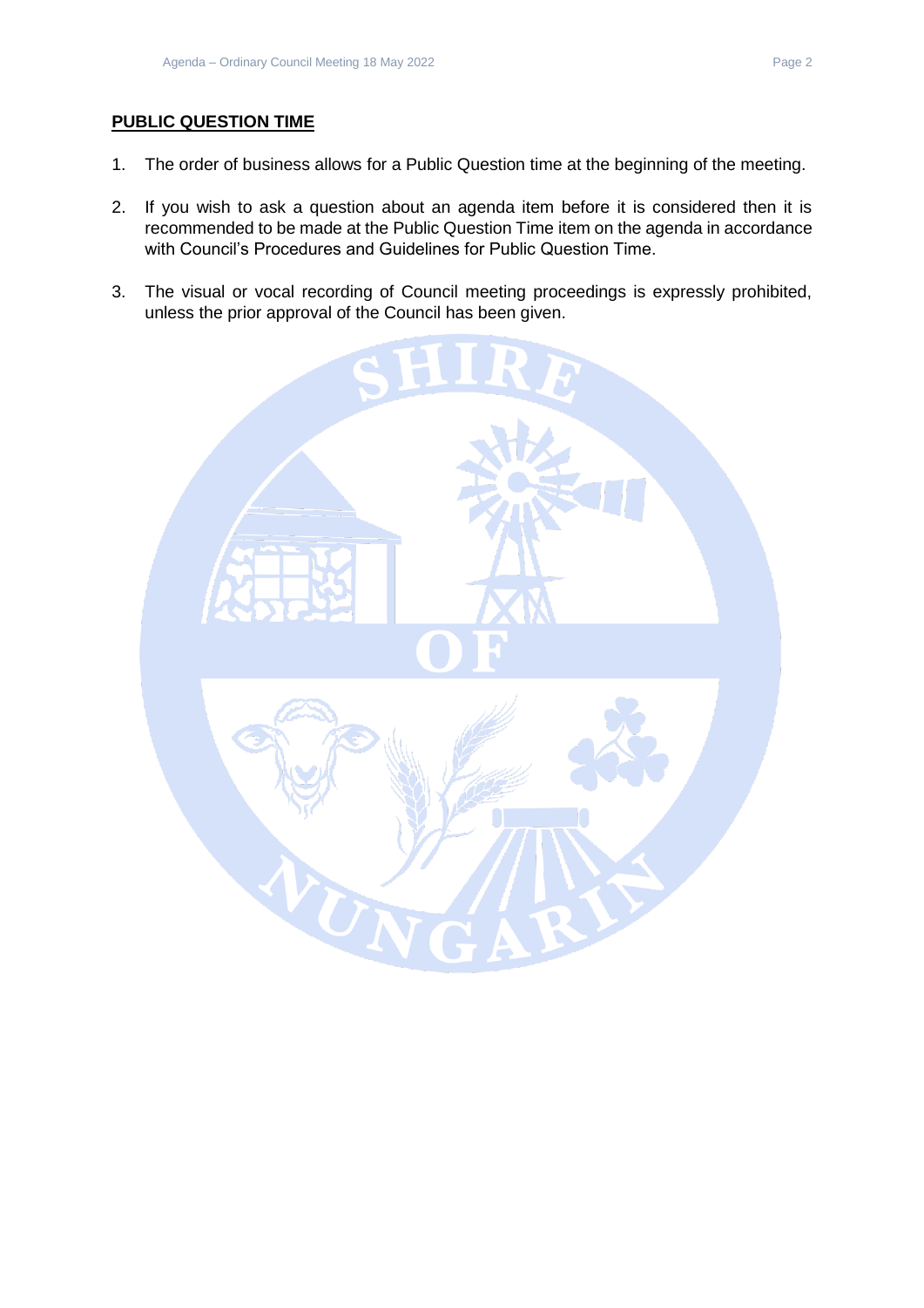**PUBLIC QUESTION TIME**

1. The order of business allows for a Public Question time at the beginning of the meeting.

2. If you wish to ask a question about an agenda item before it is considered then it is recommended to be made at the Public Question Time item on the agenda in accordance with Council's Procedures and Guidelines for Public Question Time.

3. The visual or vocal recording of Council meeting proceedings is expressly prohibited, unless the prior approval of the Council has been given.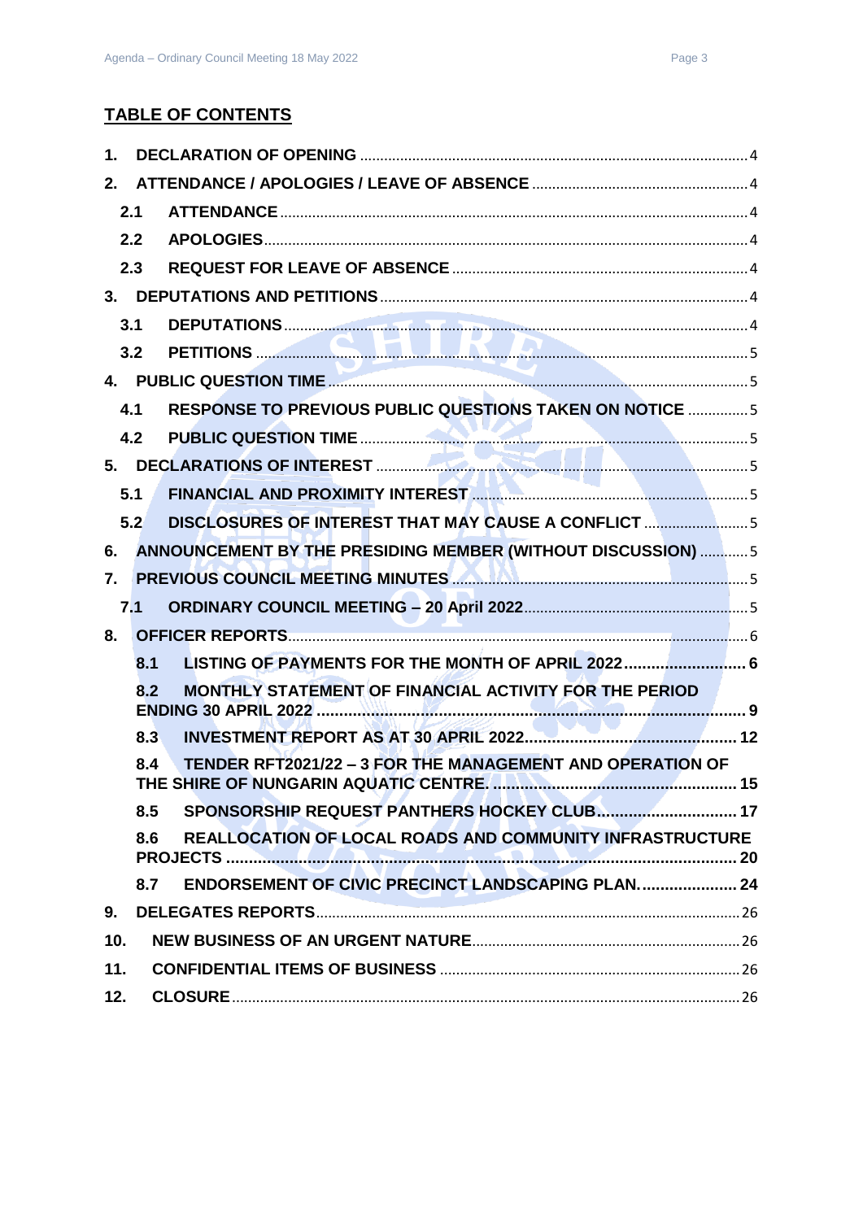## TABLE OF CONTENTS

1. DECLARATION OF OPENING ............ 4
2. ATTENDANCE / APOLOGIES / LEAVE OF ABSENCE ............ 4
   - 2.1 ATTENDANCE ............ 4
   - 2.2 APOLOGIES ............ 4
   - 2.3 REQUEST FOR LEAVE OF ABSENCE ............ 4
3. DEPUTATIONS AND PETITIONS ............ 4
   - 3.1 DEPUTATIONS ............ 4
   - 3.2 PETITIONS ............ 5
4. PUBLIC QUESTION TIME ............ 5
   - 4.1 RESPONSE TO PREVIOUS PUBLIC QUESTIONS TAKEN ON NOTICE ............ 5
   - 4.2 PUBLIC QUESTION TIME ............ 5
5. DECLARATIONS OF INTEREST ............ 5
   - 5.1 FINANCIAL AND PROXIMITY INTEREST ............ 5
   - 5.2 DISCLOSURES OF INTEREST THAT MAY CAUSE A CONFLICT ............ 5
6. ANNOUNCEMENT BY THE PRESIDING MEMBER (WITHOUT DISCUSSION) ............ 5
7. PREVIOUS COUNCIL MEETING MINUTES ............ 5
   - 7.1 ORDINARY COUNCIL MEETING – 20 April 2022 ............ 5
8. OFFICER REPORTS ............ 6
   - 8.1 LISTING OF PAYMENTS FOR THE MONTH OF APRIL 2022 ............ 6
   - 8.2 MONTHLY STATEMENT OF FINANCIAL ACTIVITY FOR THE PERIOD ENDING 30 APRIL 2022 ............ 9
   - 8.3 INVESTMENT REPORT AS AT 30 APRIL 2022 ............ 12
   - 8.4 TENDER RFT2021/22 – 3 FOR THE MANAGEMENT AND OPERATION OF THE SHIRE OF NUNGARIN AQUATIC CENTRE. ............ 15
   - 8.5 SPONSORSHIP REQUEST PANTHERS HOCKEY CLUB ............ 17
   - 8.6 REALLOCATION OF LOCAL ROADS AND COMMUNITY INFRASTRUCTURE PROJECTS ............ 20
   - 8.7 ENDORSEMENT OF CIVIC PRECINCT LANDSCAPING PLAN. ............ 24
9. DELEGATES REPORTS ............ 26
10. NEW BUSINESS OF AN URGENT NATURE ............ 26
11. CONFIDENTIAL ITEMS OF BUSINESS ............ 26
12. CLOSURE ............ 26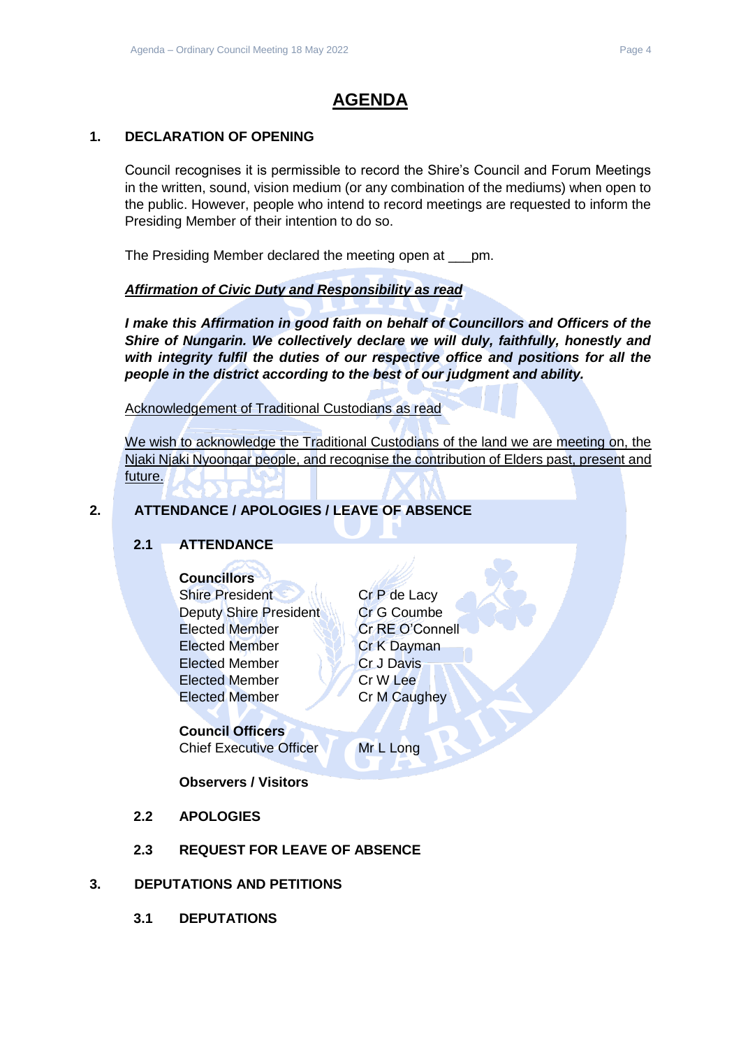# AGENDA

## 1. DECLARATION OF OPENING

Council recognises it is permissible to record the Shire's Council and Forum Meetings in the written, sound, vision medium (or any combination of the mediums) when open to the public. However, people who intend to record meetings are requested to inform the Presiding Member of their intention to do so.

The Presiding Member declared the meeting open at ___pm.

***Affirmation of Civic Duty and Responsibility as read***

***I make this Affirmation in good faith on behalf of Councillors and Officers of the Shire of Nungarin. We collectively declare we will duly, faithfully, honestly and with integrity fulfil the duties of our respective office and positions for all the people in the district according to the best of our judgment and ability.***

Acknowledgement of Traditional Custodians as read

We wish to acknowledge the Traditional Custodians of the land we are meeting on, the Njaki Njaki Nyoongar people, and recognise the contribution of Elders past, present and future.

## 2. ATTENDANCE / APOLOGIES / LEAVE OF ABSENCE

### 2.1 ATTENDANCE

**Councillors**

| | |
|---|---|
| Shire President | Cr P de Lacy |
| Deputy Shire President | Cr G Coumbe |
| Elected Member | Cr RE O'Connell |
| Elected Member | Cr K Dayman |
| Elected Member | Cr J Davis |
| Elected Member | Cr W Lee |
| Elected Member | Cr M Caughey |

**Council Officers**

| | |
|---|---|
| Chief Executive Officer | Mr L Long |

**Observers / Visitors**

### 2.2 APOLOGIES

### 2.3 REQUEST FOR LEAVE OF ABSENCE

## 3. DEPUTATIONS AND PETITIONS

### 3.1 DEPUTATIONS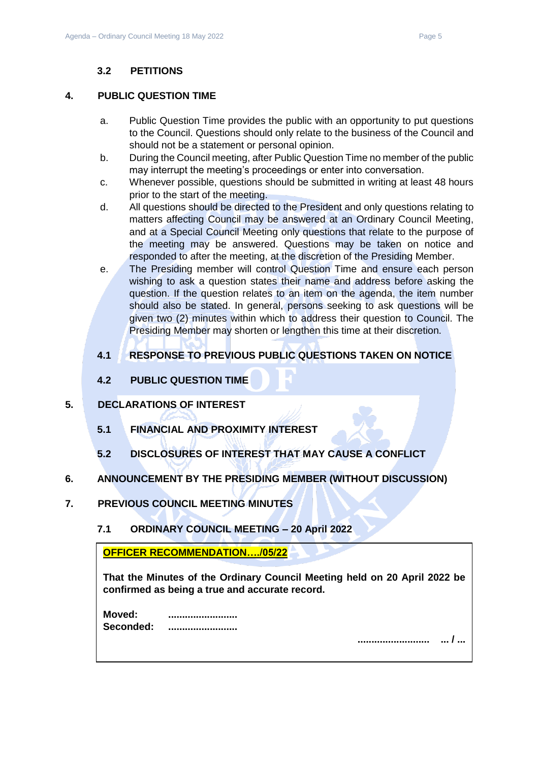### 3.2 PETITIONS

## 4. PUBLIC QUESTION TIME

a. Public Question Time provides the public with an opportunity to put questions to the Council. Questions should only relate to the business of the Council and should not be a statement or personal opinion.

b. During the Council meeting, after Public Question Time no member of the public may interrupt the meeting's proceedings or enter into conversation.

c. Whenever possible, questions should be submitted in writing at least 48 hours prior to the start of the meeting.

d. All questions should be directed to the President and only questions relating to matters affecting Council may be answered at an Ordinary Council Meeting, and at a Special Council Meeting only questions that relate to the purpose of the meeting may be answered. Questions may be taken on notice and responded to after the meeting, at the discretion of the Presiding Member.

e. The Presiding member will control Question Time and ensure each person wishing to ask a question states their name and address before asking the question. If the question relates to an item on the agenda, the item number should also be stated. In general, persons seeking to ask questions will be given two (2) minutes within which to address their question to Council. The Presiding Member may shorten or lengthen this time at their discretion.

### 4.1 RESPONSE TO PREVIOUS PUBLIC QUESTIONS TAKEN ON NOTICE

### 4.2 PUBLIC QUESTION TIME

## 5. DECLARATIONS OF INTEREST

### 5.1 FINANCIAL AND PROXIMITY INTEREST

### 5.2 DISCLOSURES OF INTEREST THAT MAY CAUSE A CONFLICT

## 6. ANNOUNCEMENT BY THE PRESIDING MEMBER (WITHOUT DISCUSSION)

## 7. PREVIOUS COUNCIL MEETING MINUTES

### 7.1 ORDINARY COUNCIL MEETING – 20 April 2022

**OFFICER RECOMMENDATION…./05/22**

**That the Minutes of the Ordinary Council Meeting held on 20 April 2022 be confirmed as being a true and accurate record.**

**Moved:** .........................
**Seconded:** .........................

.......................... ... / ...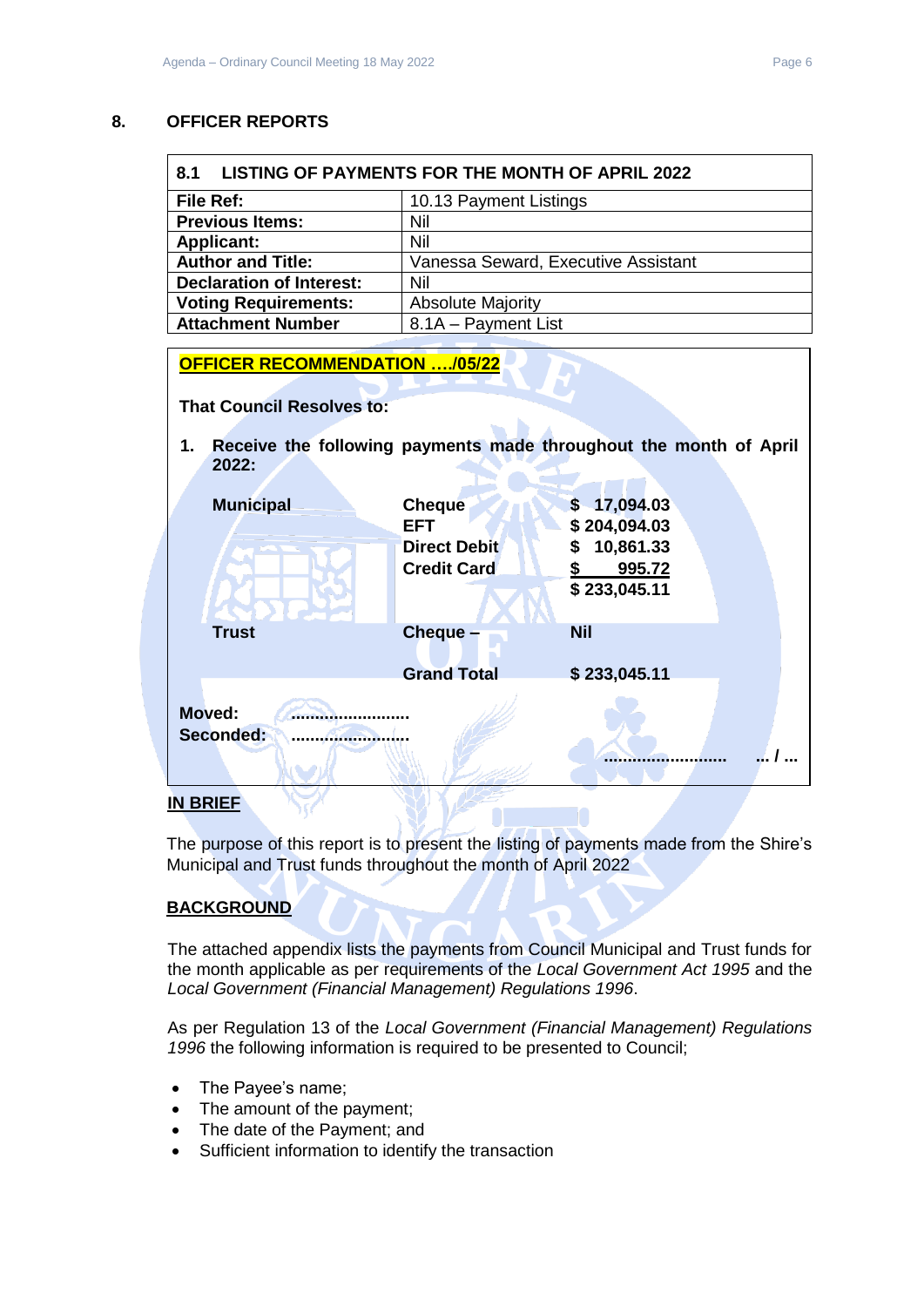## 8. OFFICER REPORTS

### 8.1 LISTING OF PAYMENTS FOR THE MONTH OF APRIL 2022

| **File Ref:** | 10.13 Payment Listings |
|---|---|
| **Previous Items:** | Nil |
| **Applicant:** | Nil |
| **Author and Title:** | Vanessa Seward, Executive Assistant |
| **Declaration of Interest:** | Nil |
| **Voting Requirements:** | Absolute Majority |
| **Attachment Number** | 8.1A – Payment List |

**OFFICER RECOMMENDATION …./05/22**

**That Council Resolves to:**

**1. Receive the following payments made throughout the month of April 2022:**

| | | |
|---|---|---|
| **Municipal** | **Cheque** | **$ 17,094.03** |
| | **EFT** | **$ 204,094.03** |
| | **Direct Debit** | **$ 10,861.33** |
| | **Credit Card** | **$ 995.72** |
| | | **$ 233,045.11** |
| **Trust** | **Cheque –** | **Nil** |
| | **Grand Total** | **$ 233,045.11** |

**Moved: ……………………**

**Seconded: ……………………**

**…………………… … / …**

**IN BRIEF**

The purpose of this report is to present the listing of payments made from the Shire's Municipal and Trust funds throughout the month of April 2022

**BACKGROUND**

The attached appendix lists the payments from Council Municipal and Trust funds for the month applicable as per requirements of the *Local Government Act 1995* and the *Local Government (Financial Management) Regulations 1996*.

As per Regulation 13 of the *Local Government (Financial Management) Regulations 1996* the following information is required to be presented to Council;

- The Payee's name;
- The amount of the payment;
- The date of the Payment; and
- Sufficient information to identify the transaction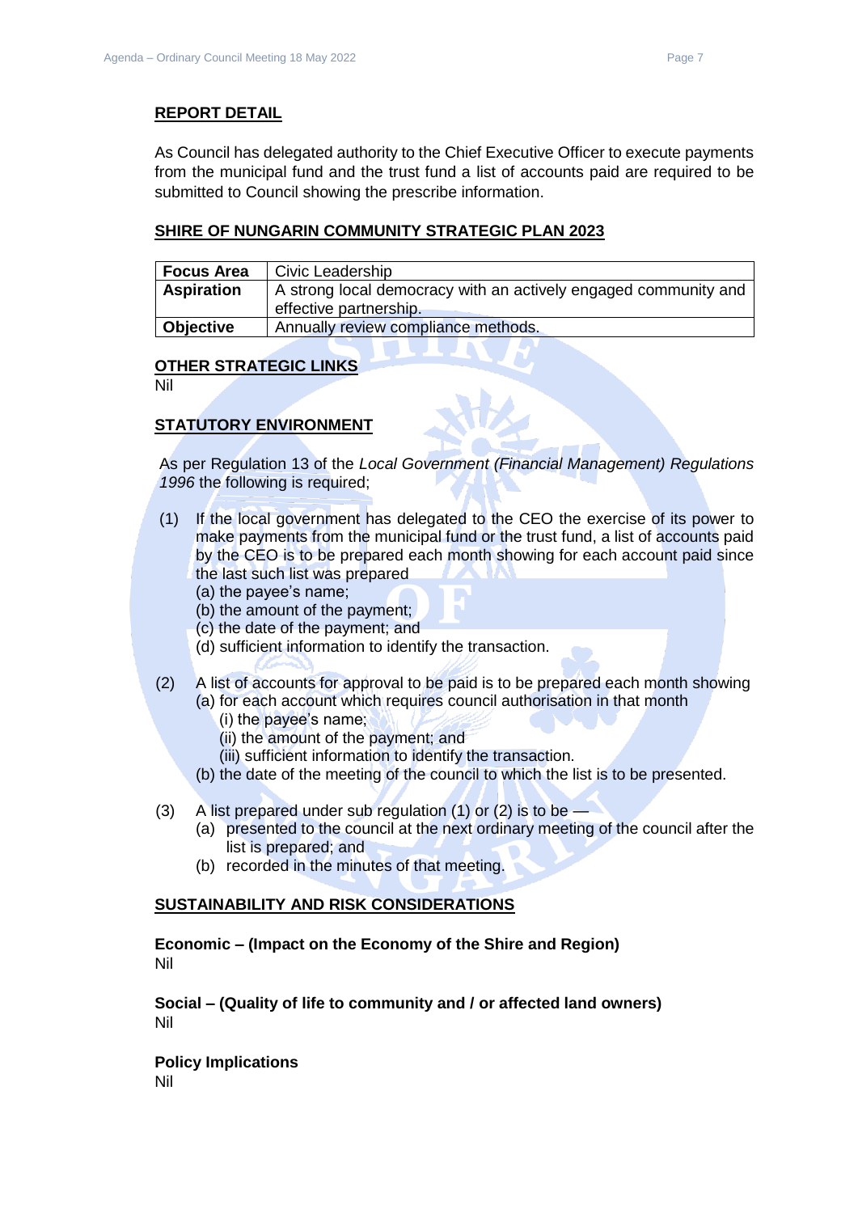## REPORT DETAIL

As Council has delegated authority to the Chief Executive Officer to execute payments from the municipal fund and the trust fund a list of accounts paid are required to be submitted to Council showing the prescribe information.

## SHIRE OF NUNGARIN COMMUNITY STRATEGIC PLAN 2023

| | |
|---|---|
| **Focus Area** | Civic Leadership |
| **Aspiration** | A strong local democracy with an actively engaged community and effective partnership. |
| **Objective** | Annually review compliance methods. |

## OTHER STRATEGIC LINKS

Nil

## STATUTORY ENVIRONMENT

As per Regulation 13 of the *Local Government (Financial Management) Regulations 1996* the following is required;

(1) If the local government has delegated to the CEO the exercise of its power to make payments from the municipal fund or the trust fund, a list of accounts paid by the CEO is to be prepared each month showing for each account paid since the last such list was prepared
 (a) the payee's name;
 (b) the amount of the payment;
 (c) the date of the payment; and
 (d) sufficient information to identify the transaction.

(2) A list of accounts for approval to be paid is to be prepared each month showing
 (a) for each account which requires council authorisation in that month
  (i) the payee's name;
  (ii) the amount of the payment; and
  (iii) sufficient information to identify the transaction.
 (b) the date of the meeting of the council to which the list is to be presented.

(3) A list prepared under sub regulation (1) or (2) is to be —
 (a) presented to the council at the next ordinary meeting of the council after the list is prepared; and
 (b) recorded in the minutes of that meeting.

## SUSTAINABILITY AND RISK CONSIDERATIONS

**Economic – (Impact on the Economy of the Shire and Region)**
Nil

**Social – (Quality of life to community and / or affected land owners)**
Nil

**Policy Implications**
Nil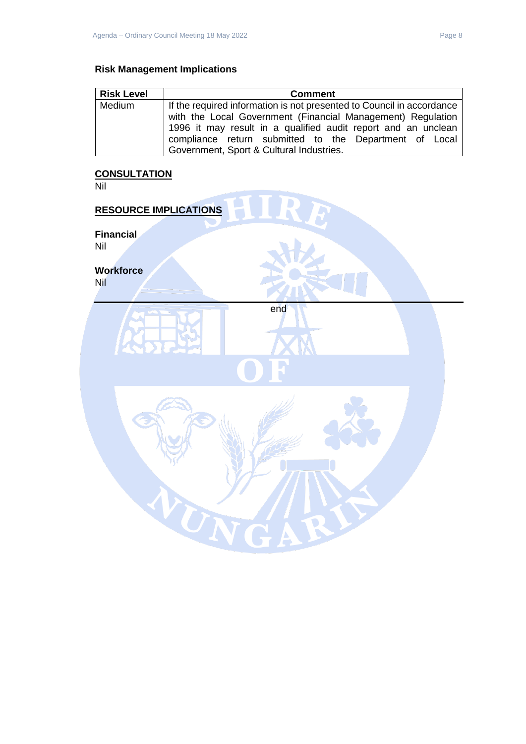### Risk Management Implications

| Risk Level | Comment |
| --- | --- |
| Medium | If the required information is not presented to Council in accordance with the Local Government (Financial Management) Regulation 1996 it may result in a qualified audit report and an unclean compliance return submitted to the Department of Local Government, Sport & Cultural Industries. |

## CONSULTATION

Nil

## RESOURCE IMPLICATIONS

**Financial**

Nil

**Workforce**

Nil

---

end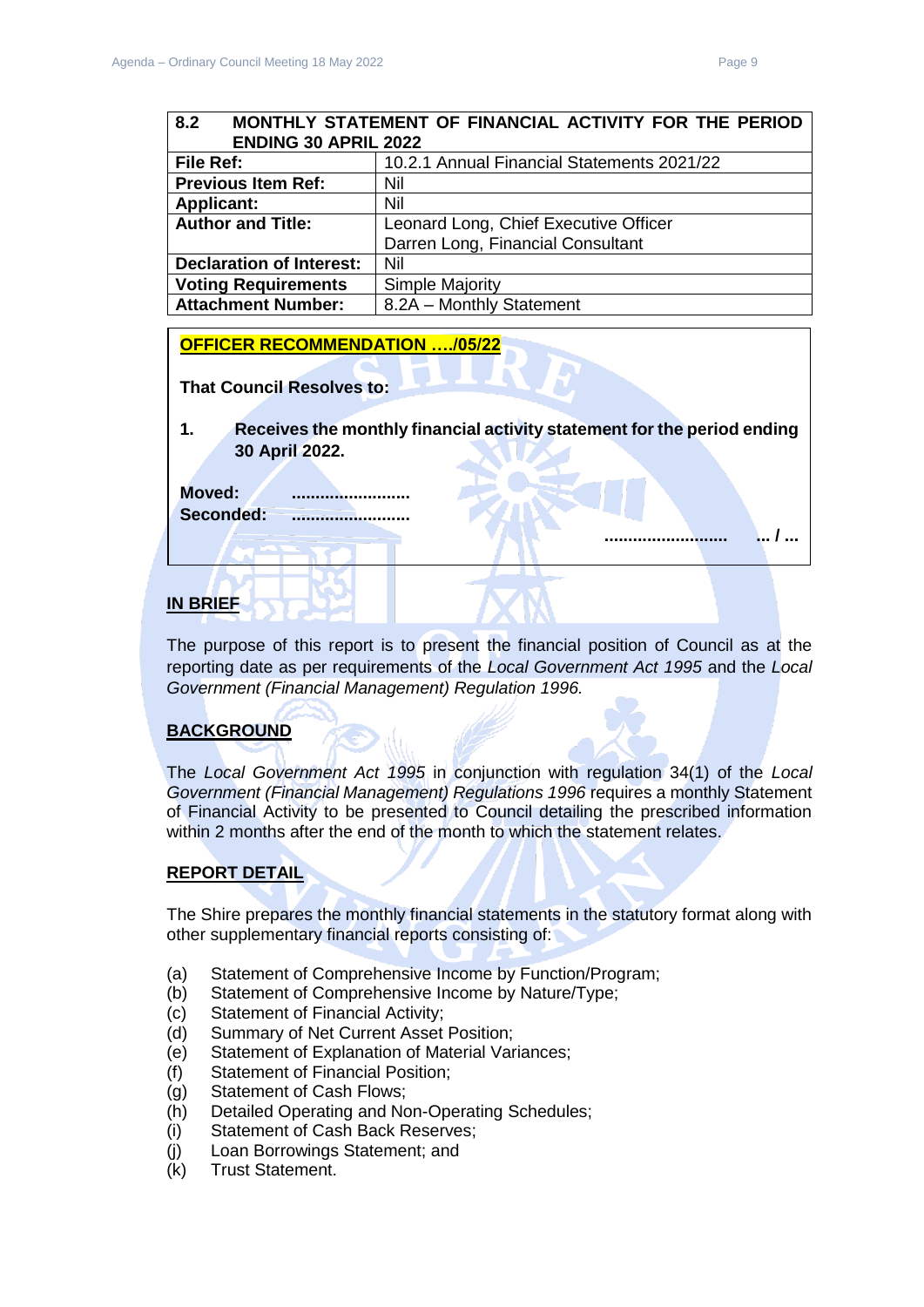| 8.2 MONTHLY STATEMENT OF FINANCIAL ACTIVITY FOR THE PERIOD ENDING 30 APRIL 2022 | |
|---|---|
| **File Ref:** | 10.2.1 Annual Financial Statements 2021/22 |
| **Previous Item Ref:** | Nil |
| **Applicant:** | Nil |
| **Author and Title:** | Leonard Long, Chief Executive Officer<br>Darren Long, Financial Consultant |
| **Declaration of Interest:** | Nil |
| **Voting Requirements** | Simple Majority |
| **Attachment Number:** | 8.2A – Monthly Statement |

**OFFICER RECOMMENDATION …./05/22**

**That Council Resolves to:**

**1. Receives the monthly financial activity statement for the period ending 30 April 2022.**

**Moved: ……………………**
**Seconded: ……………………**

**…………………… … / …**

## IN BRIEF

The purpose of this report is to present the financial position of Council as at the reporting date as per requirements of the *Local Government Act 1995* and the *Local Government (Financial Management) Regulation 1996.*

## BACKGROUND

The *Local Government Act 1995* in conjunction with regulation 34(1) of the *Local Government (Financial Management) Regulations 1996* requires a monthly Statement of Financial Activity to be presented to Council detailing the prescribed information within 2 months after the end of the month to which the statement relates.

## REPORT DETAIL

The Shire prepares the monthly financial statements in the statutory format along with other supplementary financial reports consisting of:

(a) Statement of Comprehensive Income by Function/Program;
(b) Statement of Comprehensive Income by Nature/Type;
(c) Statement of Financial Activity;
(d) Summary of Net Current Asset Position;
(e) Statement of Explanation of Material Variances;
(f) Statement of Financial Position;
(g) Statement of Cash Flows;
(h) Detailed Operating and Non-Operating Schedules;
(i) Statement of Cash Back Reserves;
(j) Loan Borrowings Statement; and
(k) Trust Statement.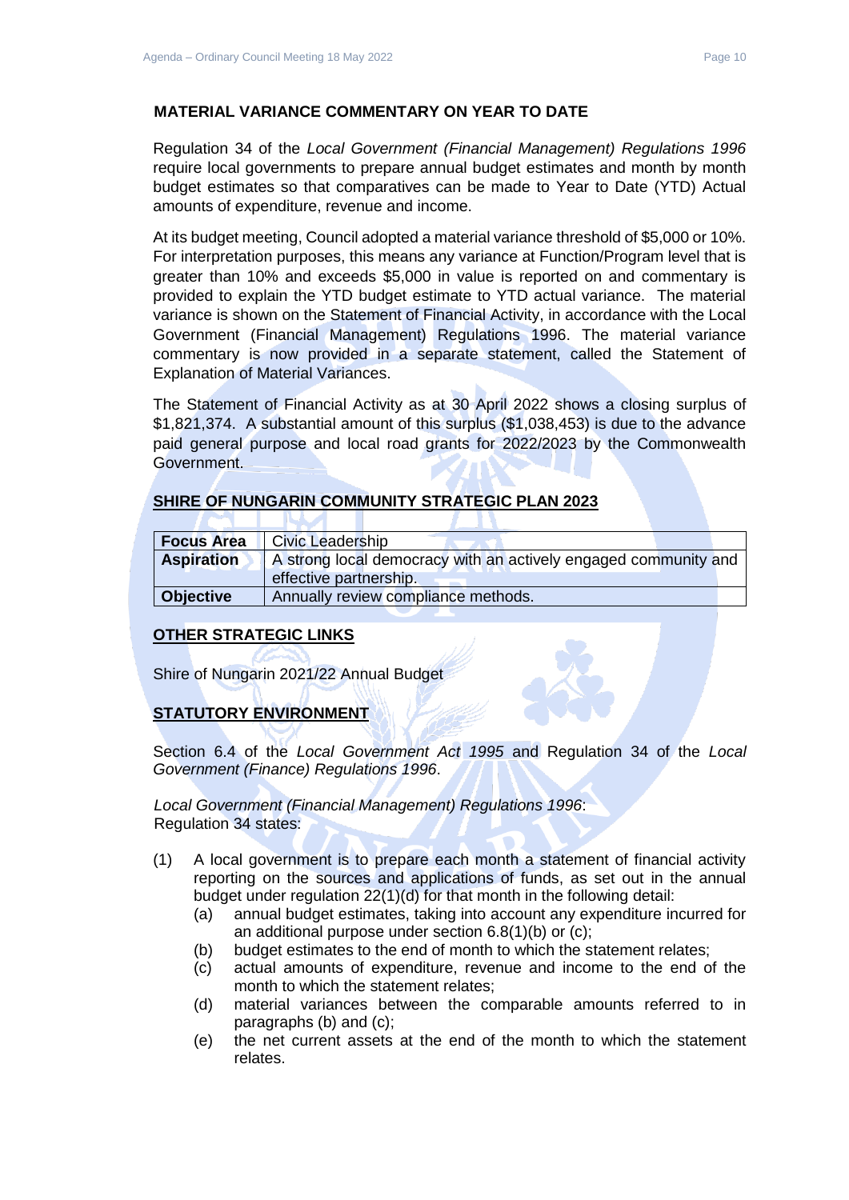**MATERIAL VARIANCE COMMENTARY ON YEAR TO DATE**

Regulation 34 of the *Local Government (Financial Management) Regulations 1996* require local governments to prepare annual budget estimates and month by month budget estimates so that comparatives can be made to Year to Date (YTD) Actual amounts of expenditure, revenue and income.

At its budget meeting, Council adopted a material variance threshold of $5,000 or 10%. For interpretation purposes, this means any variance at Function/Program level that is greater than 10% and exceeds $5,000 in value is reported on and commentary is provided to explain the YTD budget estimate to YTD actual variance. The material variance is shown on the Statement of Financial Activity, in accordance with the Local Government (Financial Management) Regulations 1996. The material variance commentary is now provided in a separate statement, called the Statement of Explanation of Material Variances.

The Statement of Financial Activity as at 30 April 2022 shows a closing surplus of $1,821,374. A substantial amount of this surplus ($1,038,453) is due to the advance paid general purpose and local road grants for 2022/2023 by the Commonwealth Government.

**SHIRE OF NUNGARIN COMMUNITY STRATEGIC PLAN 2023**

| **Focus Area** | Civic Leadership |
|---|---|
| **Aspiration** | A strong local democracy with an actively engaged community and effective partnership. |
| **Objective** | Annually review compliance methods. |

**OTHER STRATEGIC LINKS**

Shire of Nungarin 2021/22 Annual Budget

**STATUTORY ENVIRONMENT**

Section 6.4 of the *Local Government Act 1995* and Regulation 34 of the *Local Government (Finance) Regulations 1996*.

*Local Government (Financial Management) Regulations 1996*:
Regulation 34 states:

(1) A local government is to prepare each month a statement of financial activity reporting on the sources and applications of funds, as set out in the annual budget under regulation 22(1)(d) for that month in the following detail:
   (a) annual budget estimates, taking into account any expenditure incurred for an additional purpose under section 6.8(1)(b) or (c);
   (b) budget estimates to the end of month to which the statement relates;
   (c) actual amounts of expenditure, revenue and income to the end of the month to which the statement relates;
   (d) material variances between the comparable amounts referred to in paragraphs (b) and (c);
   (e) the net current assets at the end of the month to which the statement relates.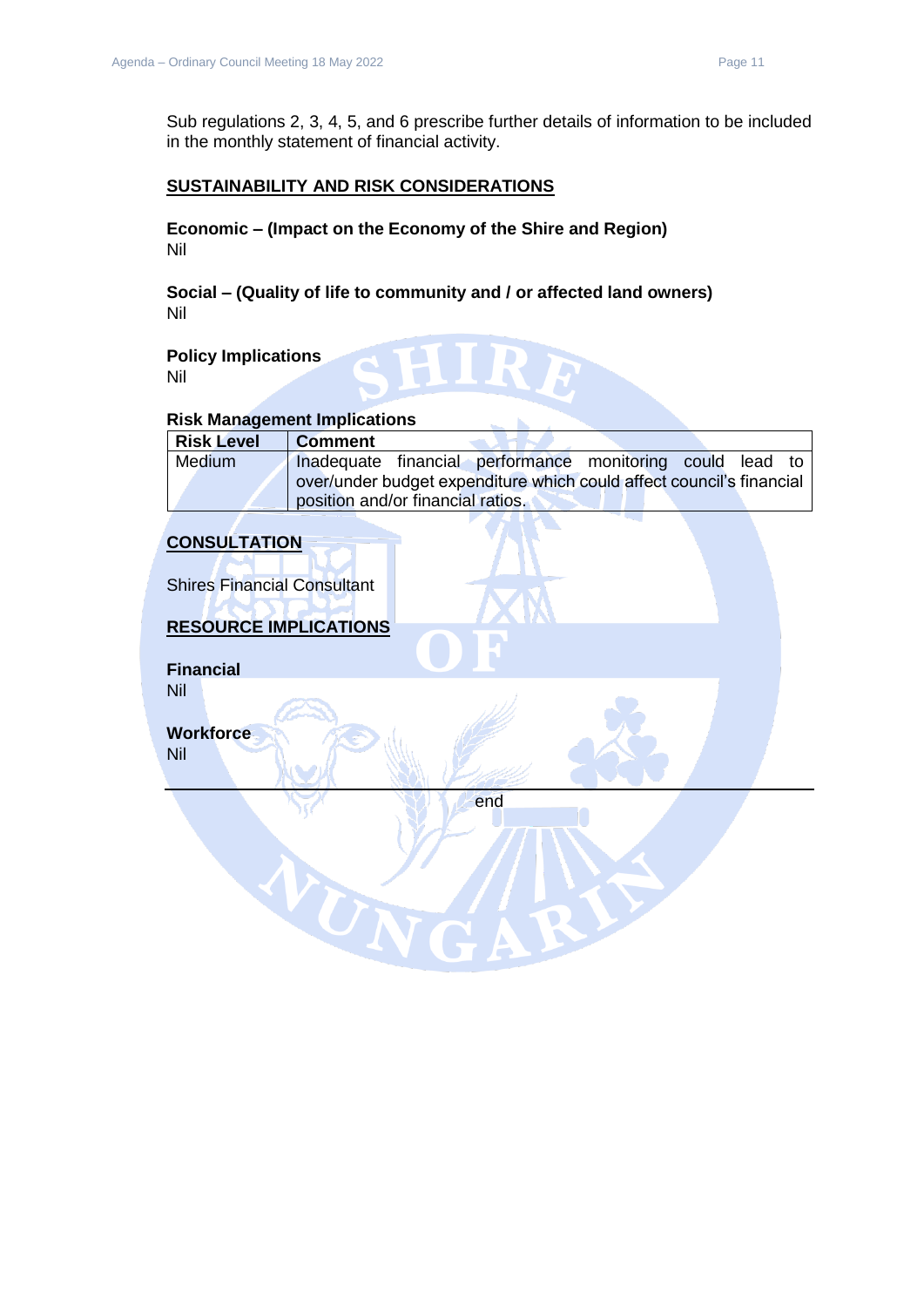Sub regulations 2, 3, 4, 5, and 6 prescribe further details of information to be included in the monthly statement of financial activity.

## SUSTAINABILITY AND RISK CONSIDERATIONS

**Economic – (Impact on the Economy of the Shire and Region)**
Nil

**Social – (Quality of life to community and / or affected land owners)**
Nil

**Policy Implications**
Nil

**Risk Management Implications**

| Risk Level | Comment |
|---|---|
| Medium | Inadequate financial performance monitoring could lead to over/under budget expenditure which could affect council's financial position and/or financial ratios. |

## CONSULTATION

Shires Financial Consultant

## RESOURCE IMPLICATIONS

**Financial**
Nil

**Workforce**
Nil

---

end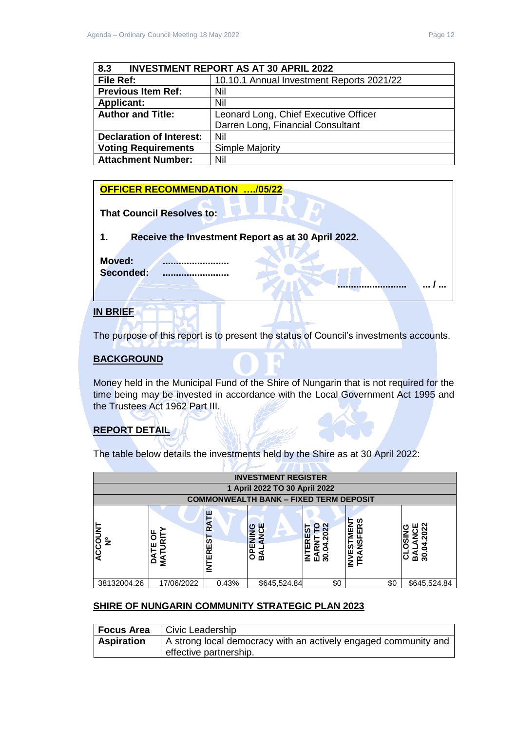| 8.3 | INVESTMENT REPORT AS AT 30 APRIL 2022 |
|---|---|
| **File Ref:** | 10.10.1 Annual Investment Reports 2021/22 |
| **Previous Item Ref:** | Nil |
| **Applicant:** | Nil |
| **Author and Title:** | Leonard Long, Chief Executive Officer<br>Darren Long, Financial Consultant |
| **Declaration of Interest:** | Nil |
| **Voting Requirements** | Simple Majority |
| **Attachment Number:** | Nil |

**OFFICER RECOMMENDATION …./05/22**

**That Council Resolves to:**

**1. Receive the Investment Report as at 30 April 2022.**

**Moved: ……………………**
**Seconded: ……………………**

**…………………… … / …**

## IN BRIEF

The purpose of this report is to present the status of Council's investments accounts.

## BACKGROUND

Money held in the Municipal Fund of the Shire of Nungarin that is not required for the time being may be invested in accordance with the Local Government Act 1995 and the Trustees Act 1962 Part III.

## REPORT DETAIL

The table below details the investments held by the Shire as at 30 April 2022:

| INVESTMENT REGISTER | | | | | | |
|---|---|---|---|---|---|---|
| 1 April 2022 TO 30 April 2022 | | | | | | |
| COMMONWEALTH BANK – FIXED TERM DEPOSIT | | | | | | |
| **ACCOUNT Nº** | **DATE OF MATURITY** | **INTEREST RATE** | **OPENING BALANCE** | **INTEREST EARNT TO 30.04.2022** | **INVESTMENT TRANSFERS** | **CLOSING BALANCE 30.04.2022** |
| 38132004.26 | 17/06/2022 | 0.43% | $645,524.84 | $0 | $0 | $645,524.84 |

## SHIRE OF NUNGARIN COMMUNITY STRATEGIC PLAN 2023

| **Focus Area** | Civic Leadership |
|---|---|
| **Aspiration** | A strong local democracy with an actively engaged community and effective partnership. |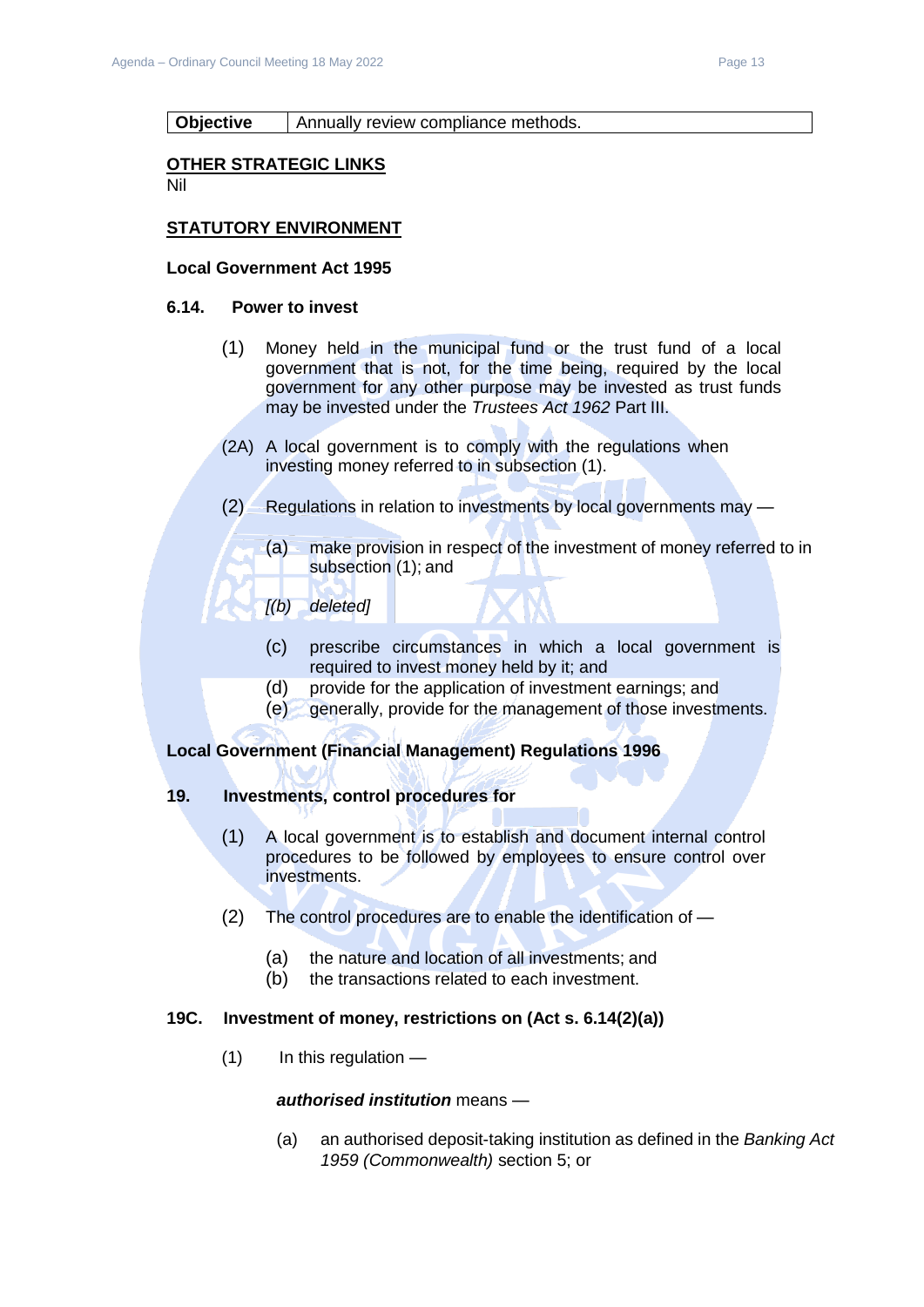| **Objective** | Annually review compliance methods. |
|---|---|

## OTHER STRATEGIC LINKS

Nil

## STATUTORY ENVIRONMENT

### Local Government Act 1995

#### 6.14. Power to invest

(1) Money held in the municipal fund or the trust fund of a local government that is not, for the time being, required by the local government for any other purpose may be invested as trust funds may be invested under the *Trustees Act 1962* Part III.

(2A) A local government is to comply with the regulations when investing money referred to in subsection (1).

(2) Regulations in relation to investments by local governments may —

- (a) make provision in respect of the investment of money referred to in subsection (1); and
- *[(b) deleted]*
- (c) prescribe circumstances in which a local government is required to invest money held by it; and
- (d) provide for the application of investment earnings; and
- (e) generally, provide for the management of those investments.

### Local Government (Financial Management) Regulations 1996

#### 19. Investments, control procedures for

(1) A local government is to establish and document internal control procedures to be followed by employees to ensure control over investments.

(2) The control procedures are to enable the identification of —

- (a) the nature and location of all investments; and
- (b) the transactions related to each investment.

#### 19C. Investment of money, restrictions on (Act s. 6.14(2)(a))

(1) In this regulation —

***authorised institution*** means —

- (a) an authorised deposit-taking institution as defined in the *Banking Act 1959 (Commonwealth)* section 5; or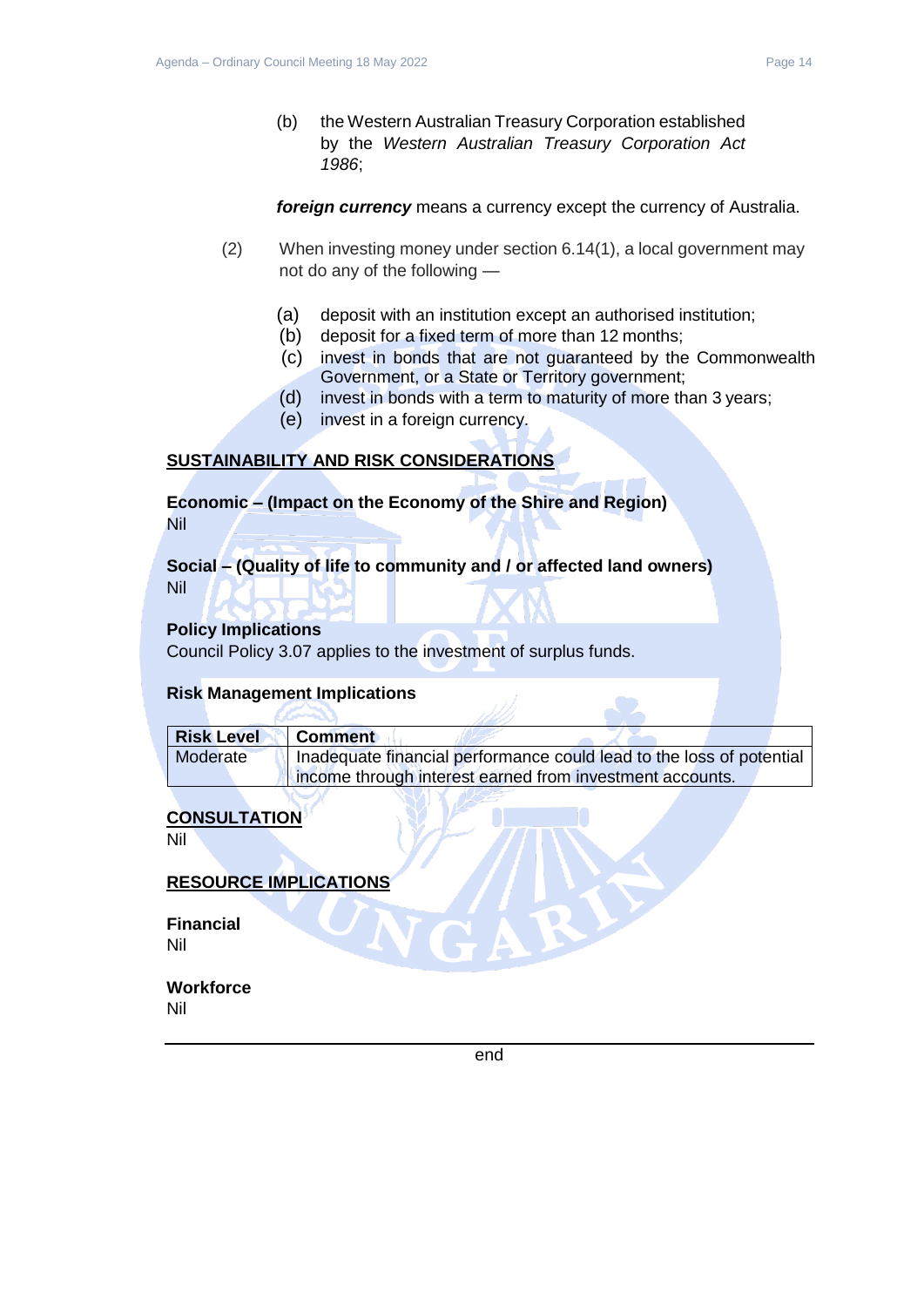(b) the Western Australian Treasury Corporation established by the *Western Australian Treasury Corporation Act 1986*;

***foreign currency*** means a currency except the currency of Australia.

(2) When investing money under section 6.14(1), a local government may not do any of the following —

(a) deposit with an institution except an authorised institution;
(b) deposit for a fixed term of more than 12 months;
(c) invest in bonds that are not guaranteed by the Commonwealth Government, or a State or Territory government;
(d) invest in bonds with a term to maturity of more than 3 years;
(e) invest in a foreign currency.

## SUSTAINABILITY AND RISK CONSIDERATIONS

**Economic – (Impact on the Economy of the Shire and Region)**
Nil

**Social – (Quality of life to community and / or affected land owners)**
Nil

**Policy Implications**
Council Policy 3.07 applies to the investment of surplus funds.

**Risk Management Implications**

| Risk Level | Comment |
|---|---|
| Moderate | Inadequate financial performance could lead to the loss of potential income through interest earned from investment accounts. |

## CONSULTATION

Nil

## RESOURCE IMPLICATIONS

**Financial**
Nil

**Workforce**
Nil

---

end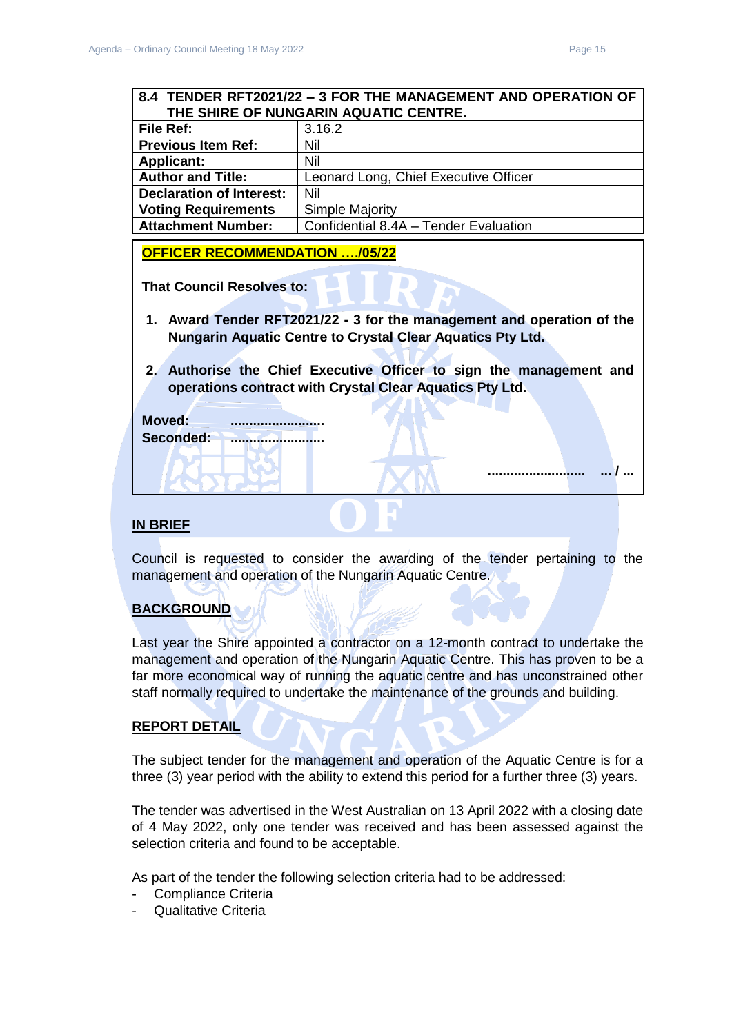| 8.4 TENDER RFT2021/22 – 3 FOR THE MANAGEMENT AND OPERATION OF THE SHIRE OF NUNGARIN AQUATIC CENTRE. | |
|---|---|
| **File Ref:** | 3.16.2 |
| **Previous Item Ref:** | Nil |
| **Applicant:** | Nil |
| **Author and Title:** | Leonard Long, Chief Executive Officer |
| **Declaration of Interest:** | Nil |
| **Voting Requirements** | Simple Majority |
| **Attachment Number:** | Confidential 8.4A – Tender Evaluation |

**OFFICER RECOMMENDATION …./05/22**

**That Council Resolves to:**

1. **Award Tender RFT2021/22 - 3 for the management and operation of the Nungarin Aquatic Centre to Crystal Clear Aquatics Pty Ltd.**
2. **Authorise the Chief Executive Officer to sign the management and operations contract with Crystal Clear Aquatics Pty Ltd.**

**Moved: ........................**
**Seconded: ........................**

**........................ ... / ...**

## IN BRIEF

Council is requested to consider the awarding of the tender pertaining to the management and operation of the Nungarin Aquatic Centre.

## BACKGROUND

Last year the Shire appointed a contractor on a 12-month contract to undertake the management and operation of the Nungarin Aquatic Centre. This has proven to be a far more economical way of running the aquatic centre and has unconstrained other staff normally required to undertake the maintenance of the grounds and building.

## REPORT DETAIL

The subject tender for the management and operation of the Aquatic Centre is for a three (3) year period with the ability to extend this period for a further three (3) years.

The tender was advertised in the West Australian on 13 April 2022 with a closing date of 4 May 2022, only one tender was received and has been assessed against the selection criteria and found to be acceptable.

As part of the tender the following selection criteria had to be addressed:

- Compliance Criteria
- Qualitative Criteria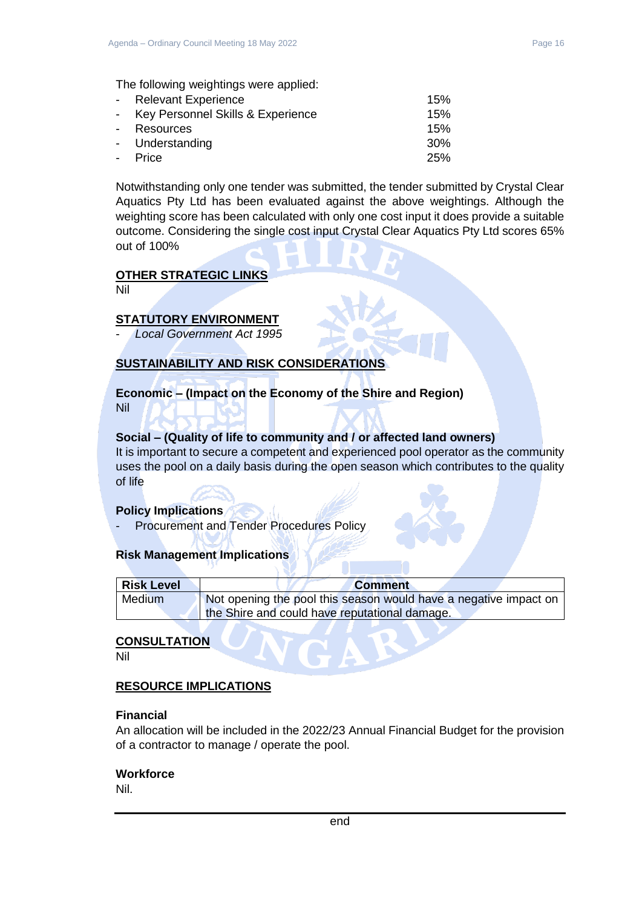The following weightings were applied:

- Relevant Experience 15%
- Key Personnel Skills & Experience 15%
- Resources 15%
- Understanding 30%
- Price 25%

Notwithstanding only one tender was submitted, the tender submitted by Crystal Clear Aquatics Pty Ltd has been evaluated against the above weightings. Although the weighting score has been calculated with only one cost input it does provide a suitable outcome. Considering the single cost input Crystal Clear Aquatics Pty Ltd scores 65% out of 100%

## OTHER STRATEGIC LINKS

Nil

## STATUTORY ENVIRONMENT

- *Local Government Act 1995*

## SUSTAINABILITY AND RISK CONSIDERATIONS

### Economic – (Impact on the Economy of the Shire and Region)

Nil

### Social – (Quality of life to community and / or affected land owners)

It is important to secure a competent and experienced pool operator as the community uses the pool on a daily basis during the open season which contributes to the quality of life

### Policy Implications

- Procurement and Tender Procedures Policy

### Risk Management Implications

| Risk Level | Comment |
|---|---|
| Medium | Not opening the pool this season would have a negative impact on the Shire and could have reputational damage. |

## CONSULTATION

Nil

## RESOURCE IMPLICATIONS

### Financial

An allocation will be included in the 2022/23 Annual Financial Budget for the provision of a contractor to manage / operate the pool.

### Workforce

Nil.

end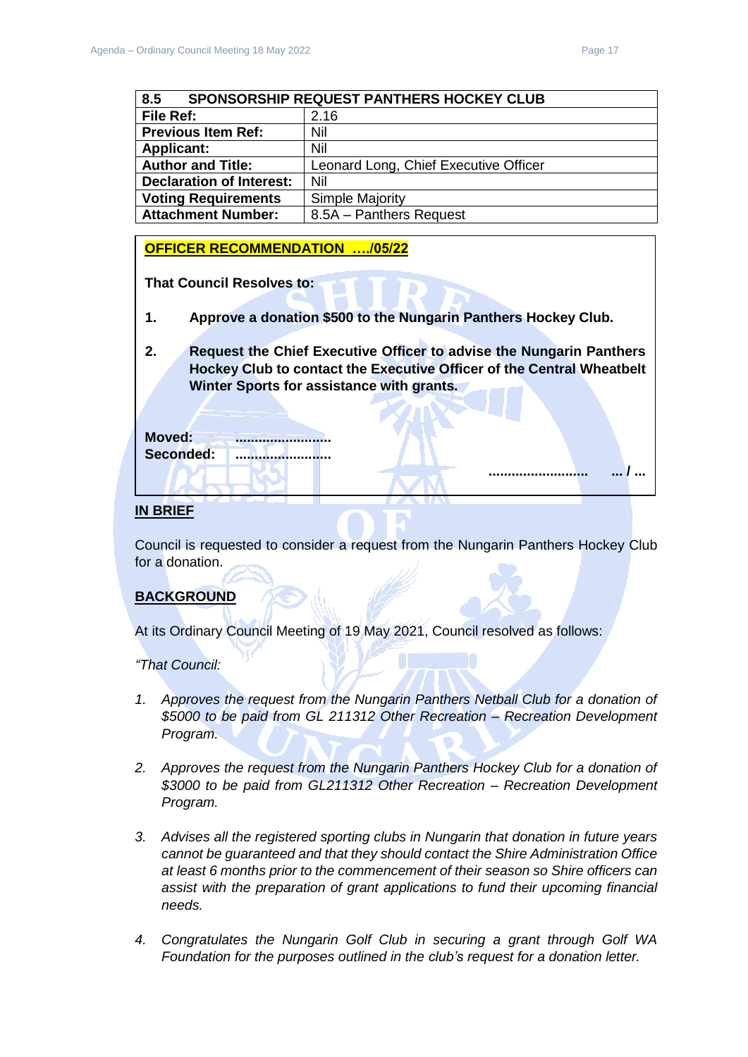| 8.5 SPONSORSHIP REQUEST PANTHERS HOCKEY CLUB | |
|---|---|
| **File Ref:** | 2.16 |
| **Previous Item Ref:** | Nil |
| **Applicant:** | Nil |
| **Author and Title:** | Leonard Long, Chief Executive Officer |
| **Declaration of Interest:** | Nil |
| **Voting Requirements** | Simple Majority |
| **Attachment Number:** | 8.5A – Panthers Request |

**OFFICER RECOMMENDATION …./05/22**

**That Council Resolves to:**

1. **Approve a donation $500 to the Nungarin Panthers Hockey Club.**
2. **Request the Chief Executive Officer to advise the Nungarin Panthers Hockey Club to contact the Executive Officer of the Central Wheatbelt Winter Sports for assistance with grants.**

**Moved:** ……………………
**Seconded:** ……………………

…………………… … / …

## IN BRIEF

Council is requested to consider a request from the Nungarin Panthers Hockey Club for a donation.

## BACKGROUND

At its Ordinary Council Meeting of 19 May 2021, Council resolved as follows:

*"That Council:*

1. *Approves the request from the Nungarin Panthers Netball Club for a donation of $5000 to be paid from GL 211312 Other Recreation – Recreation Development Program.*
2. *Approves the request from the Nungarin Panthers Hockey Club for a donation of $3000 to be paid from GL211312 Other Recreation – Recreation Development Program.*
3. *Advises all the registered sporting clubs in Nungarin that donation in future years cannot be guaranteed and that they should contact the Shire Administration Office at least 6 months prior to the commencement of their season so Shire officers can assist with the preparation of grant applications to fund their upcoming financial needs.*
4. *Congratulates the Nungarin Golf Club in securing a grant through Golf WA Foundation for the purposes outlined in the club's request for a donation letter.*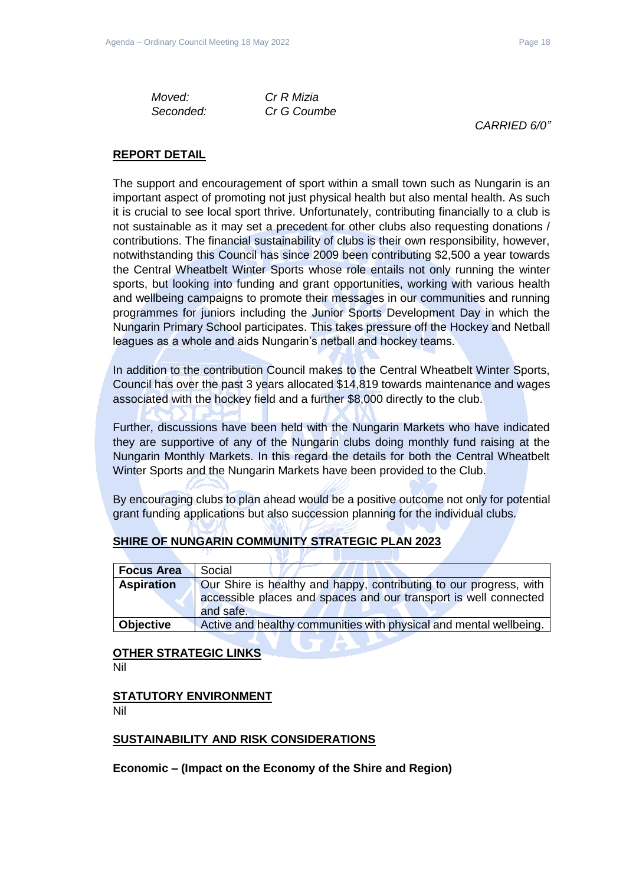*Moved:* *Cr R Mizia*
*Seconded:* *Cr G Coumbe*

*CARRIED 6/0"*

## REPORT DETAIL

The support and encouragement of sport within a small town such as Nungarin is an important aspect of promoting not just physical health but also mental health. As such it is crucial to see local sport thrive. Unfortunately, contributing financially to a club is not sustainable as it may set a precedent for other clubs also requesting donations / contributions. The financial sustainability of clubs is their own responsibility, however, notwithstanding this Council has since 2009 been contributing $2,500 a year towards the Central Wheatbelt Winter Sports whose role entails not only running the winter sports, but looking into funding and grant opportunities, working with various health and wellbeing campaigns to promote their messages in our communities and running programmes for juniors including the Junior Sports Development Day in which the Nungarin Primary School participates. This takes pressure off the Hockey and Netball leagues as a whole and aids Nungarin's netball and hockey teams.

In addition to the contribution Council makes to the Central Wheatbelt Winter Sports, Council has over the past 3 years allocated $14,819 towards maintenance and wages associated with the hockey field and a further $8,000 directly to the club.

Further, discussions have been held with the Nungarin Markets who have indicated they are supportive of any of the Nungarin clubs doing monthly fund raising at the Nungarin Monthly Markets. In this regard the details for both the Central Wheatbelt Winter Sports and the Nungarin Markets have been provided to the Club.

By encouraging clubs to plan ahead would be a positive outcome not only for potential grant funding applications but also succession planning for the individual clubs.

## SHIRE OF NUNGARIN COMMUNITY STRATEGIC PLAN 2023

| **Focus Area** | Social |
|---|---|
| **Aspiration** | Our Shire is healthy and happy, contributing to our progress, with accessible places and spaces and our transport is well connected and safe. |
| **Objective** | Active and healthy communities with physical and mental wellbeing. |

## OTHER STRATEGIC LINKS

Nil

## STATUTORY ENVIRONMENT

Nil

## SUSTAINABILITY AND RISK CONSIDERATIONS

**Economic – (Impact on the Economy of the Shire and Region)**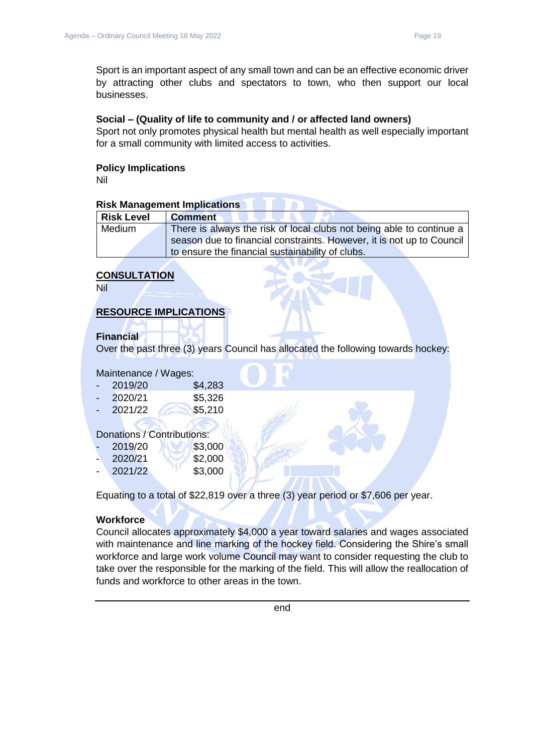Sport is an important aspect of any small town and can be an effective economic driver by attracting other clubs and spectators to town, who then support our local businesses.

**Social – (Quality of life to community and / or affected land owners)**
Sport not only promotes physical health but mental health as well especially important for a small community with limited access to activities.

**Policy Implications**
Nil

**Risk Management Implications**

| Risk Level | Comment |
|---|---|
| Medium | There is always the risk of local clubs not being able to continue a season due to financial constraints. However, it is not up to Council to ensure the financial sustainability of clubs. |

## CONSULTATION
Nil

## RESOURCE IMPLICATIONS

**Financial**
Over the past three (3) years Council has allocated the following towards hockey:

Maintenance / Wages:
- 2019/20 $4,283
- 2020/21 $5,326
- 2021/22 $5,210

Donations / Contributions:
- 2019/20 $3,000
- 2020/21 $2,000
- 2021/22 $3,000

Equating to a total of $22,819 over a three (3) year period or $7,606 per year.

**Workforce**
Council allocates approximately $4,000 a year toward salaries and wages associated with maintenance and line marking of the hockey field. Considering the Shire's small workforce and large work volume Council may want to consider requesting the club to take over the responsible for the marking of the field. This will allow the reallocation of funds and workforce to other areas in the town.

---

end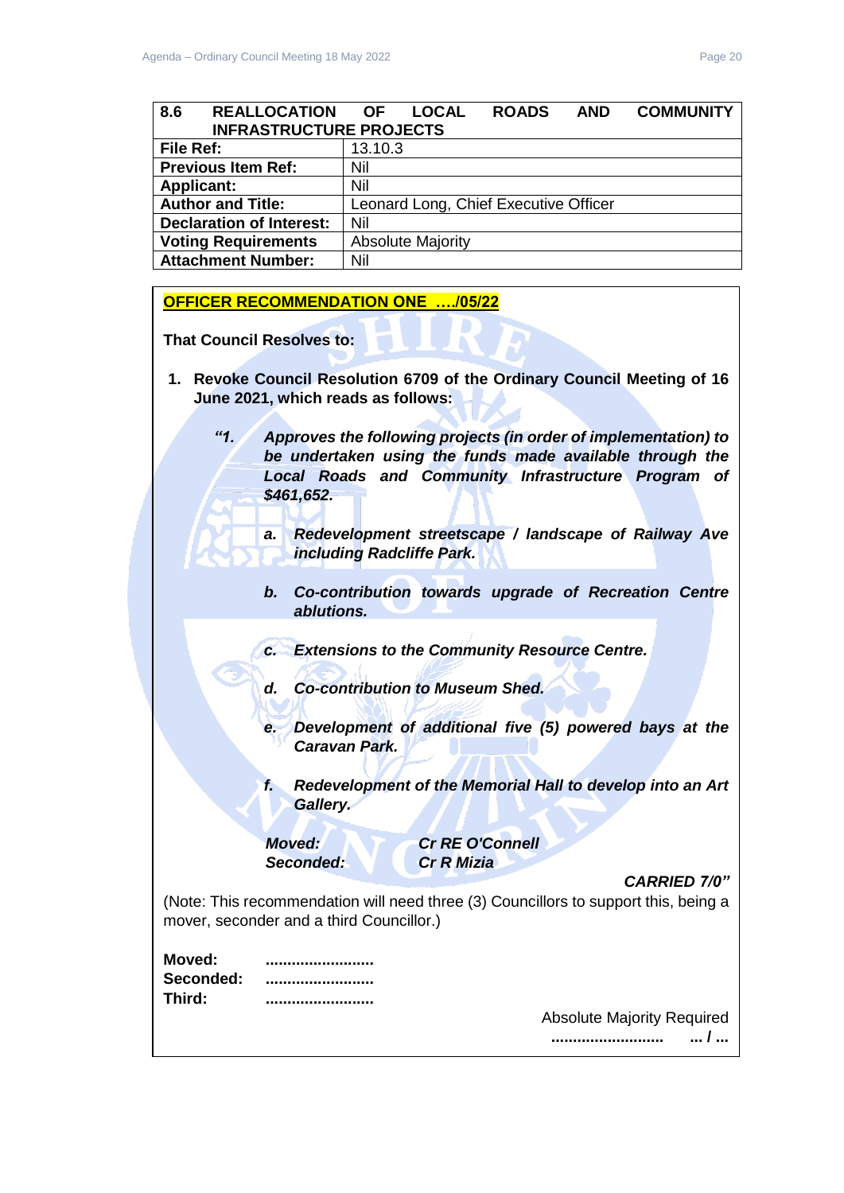## 8.6 REALLOCATION OF LOCAL ROADS AND COMMUNITY INFRASTRUCTURE PROJECTS

| | |
|---|---|
| **File Ref:** | 13.10.3 |
| **Previous Item Ref:** | Nil |
| **Applicant:** | Nil |
| **Author and Title:** | Leonard Long, Chief Executive Officer |
| **Declaration of Interest:** | Nil |
| **Voting Requirements** | Absolute Majority |
| **Attachment Number:** | Nil |

**OFFICER RECOMMENDATION ONE ..../05/22**

**That Council Resolves to:**

1. **Revoke Council Resolution 6709 of the Ordinary Council Meeting of 16 June 2021, which reads as follows:**

   ***"1. Approves the following projects (in order of implementation) to be undertaken using the funds made available through the Local Roads and Community Infrastructure Program of $461,652.***

   ***a. Redevelopment streetscape / landscape of Railway Ave including Radcliffe Park.***

   ***b. Co-contribution towards upgrade of Recreation Centre ablutions.***

   ***c. Extensions to the Community Resource Centre.***

   ***d. Co-contribution to Museum Shed.***

   ***e. Development of additional five (5) powered bays at the Caravan Park.***

   ***f. Redevelopment of the Memorial Hall to develop into an Art Gallery.***

   ***Moved: Cr RE O'Connell***
   ***Seconded: Cr R Mizia***

   ***CARRIED 7/0"***

(Note: This recommendation will need three (3) Councillors to support this, being a mover, seconder and a third Councillor.)

**Moved:** .........................
**Seconded:** .........................
**Third:** .........................

Absolute Majority Required
**......................... ... / ...**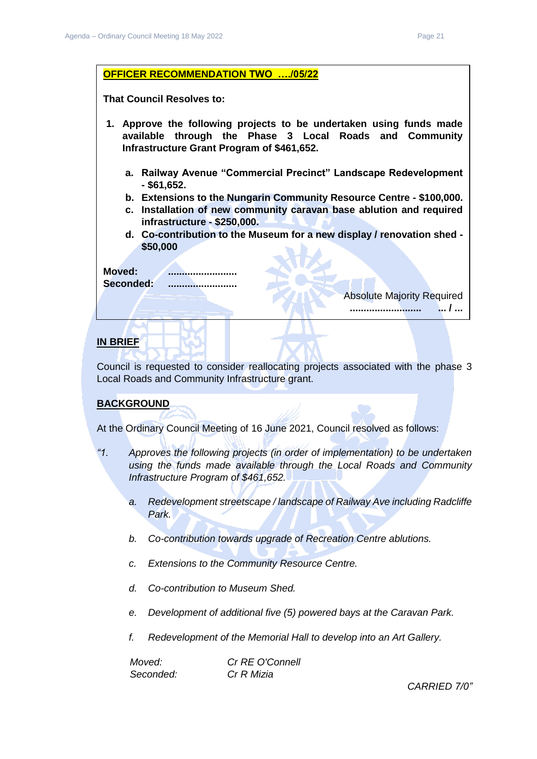**OFFICER RECOMMENDATION TWO …./05/22**

**That Council Resolves to:**

1. **Approve the following projects to be undertaken using funds made available through the Phase 3 Local Roads and Community Infrastructure Grant Program of $461,652.**

   a. **Railway Avenue "Commercial Precinct" Landscape Redevelopment - $61,652.**
   b. **Extensions to the Nungarin Community Resource Centre - $100,000.**
   c. **Installation of new community caravan base ablution and required infrastructure - $250,000.**
   d. **Co-contribution to the Museum for a new display / renovation shed - $50,000**

**Moved:** ……………………
**Seconded:** ……………………

Absolute Majority Required
…………………… … / …

## IN BRIEF

Council is requested to consider reallocating projects associated with the phase 3 Local Roads and Community Infrastructure grant.

## BACKGROUND

At the Ordinary Council Meeting of 16 June 2021, Council resolved as follows:

*"1. Approves the following projects (in order of implementation) to be undertaken using the funds made available through the Local Roads and Community Infrastructure Program of $461,652.*

*a. Redevelopment streetscape / landscape of Railway Ave including Radcliffe Park.*

*b. Co-contribution towards upgrade of Recreation Centre ablutions.*

*c. Extensions to the Community Resource Centre.*

*d. Co-contribution to Museum Shed.*

*e. Development of additional five (5) powered bays at the Caravan Park.*

*f. Redevelopment of the Memorial Hall to develop into an Art Gallery.*

*Moved: Cr RE O'Connell*
*Seconded: Cr R Mizia*

*CARRIED 7/0"*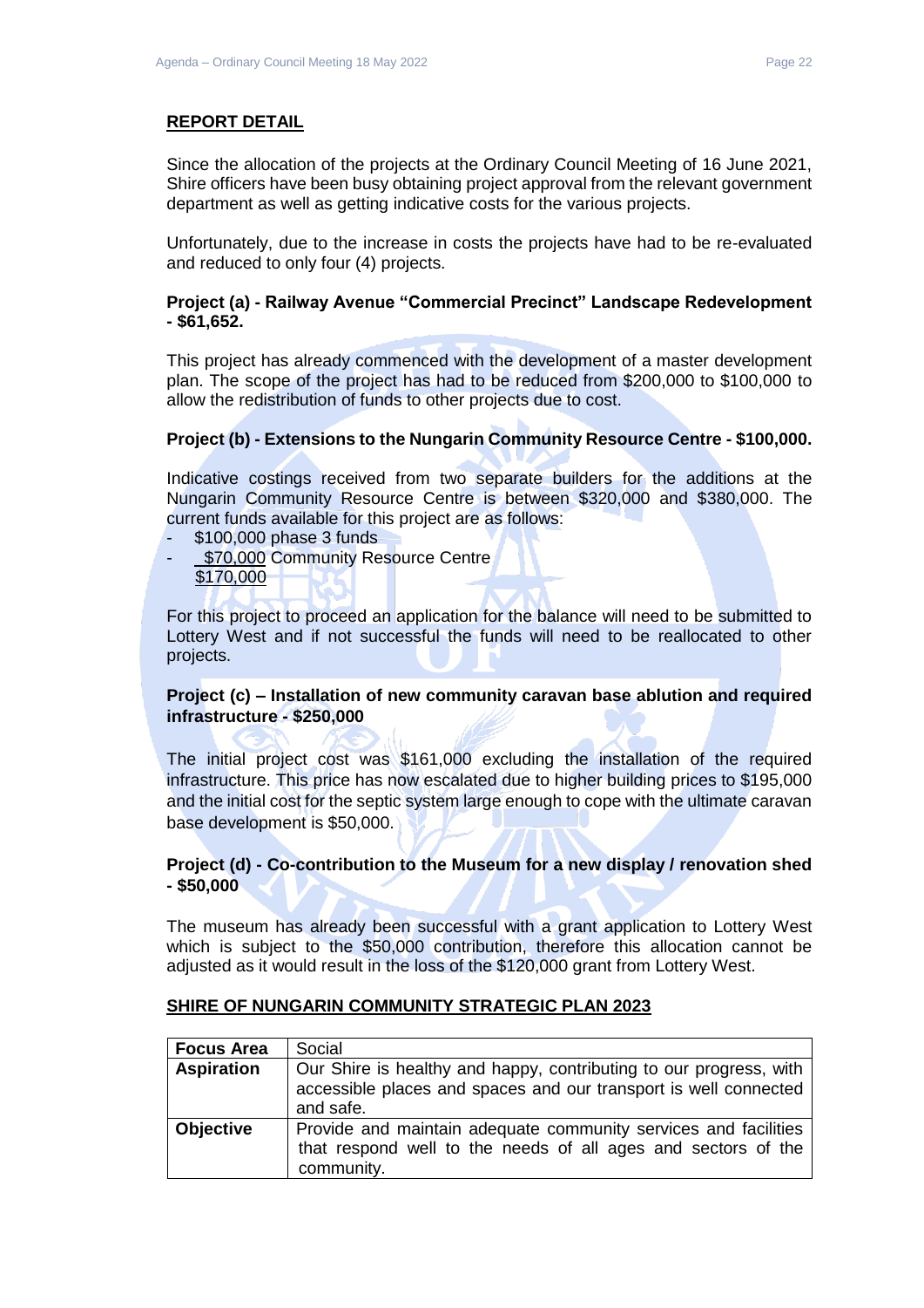## REPORT DETAIL

Since the allocation of the projects at the Ordinary Council Meeting of 16 June 2021, Shire officers have been busy obtaining project approval from the relevant government department as well as getting indicative costs for the various projects.

Unfortunately, due to the increase in costs the projects have had to be re-evaluated and reduced to only four (4) projects.

**Project (a) - Railway Avenue "Commercial Precinct" Landscape Redevelopment - $61,652.**

This project has already commenced with the development of a master development plan. The scope of the project has had to be reduced from $200,000 to $100,000 to allow the redistribution of funds to other projects due to cost.

**Project (b) - Extensions to the Nungarin Community Resource Centre - $100,000.**

Indicative costings received from two separate builders for the additions at the Nungarin Community Resource Centre is between $320,000 and $380,000. The current funds available for this project are as follows:

- $100,000 phase 3 funds
- $70,000 Community Resource Centre

$170,000

For this project to proceed an application for the balance will need to be submitted to Lottery West and if not successful the funds will need to be reallocated to other projects.

**Project (c) – Installation of new community caravan base ablution and required infrastructure - $250,000**

The initial project cost was $161,000 excluding the installation of the required infrastructure. This price has now escalated due to higher building prices to $195,000 and the initial cost for the septic system large enough to cope with the ultimate caravan base development is $50,000.

**Project (d) - Co-contribution to the Museum for a new display / renovation shed - $50,000**

The museum has already been successful with a grant application to Lottery West which is subject to the $50,000 contribution, therefore this allocation cannot be adjusted as it would result in the loss of the $120,000 grant from Lottery West.

## SHIRE OF NUNGARIN COMMUNITY STRATEGIC PLAN 2023

| **Focus Area** | Social |
|---|---|
| **Aspiration** | Our Shire is healthy and happy, contributing to our progress, with accessible places and spaces and our transport is well connected and safe. |
| **Objective** | Provide and maintain adequate community services and facilities that respond well to the needs of all ages and sectors of the community. |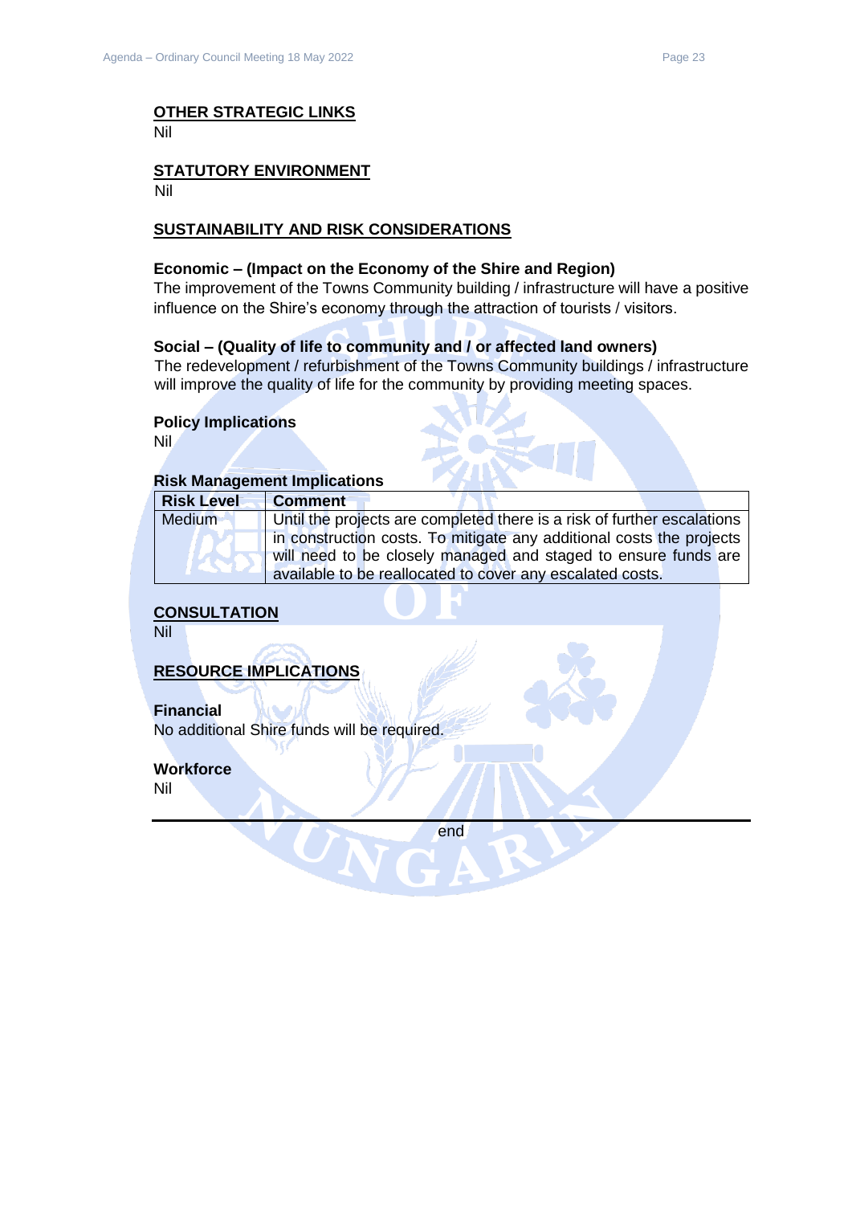## OTHER STRATEGIC LINKS

Nil

## STATUTORY ENVIRONMENT

Nil

## SUSTAINABILITY AND RISK CONSIDERATIONS

### Economic – (Impact on the Economy of the Shire and Region)

The improvement of the Towns Community building / infrastructure will have a positive influence on the Shire's economy through the attraction of tourists / visitors.

### Social – (Quality of life to community and / or affected land owners)

The redevelopment / refurbishment of the Towns Community buildings / infrastructure will improve the quality of life for the community by providing meeting spaces.

### Policy Implications

Nil

### Risk Management Implications

| Risk Level | Comment |
|---|---|
| Medium | Until the projects are completed there is a risk of further escalations in construction costs. To mitigate any additional costs the projects will need to be closely managed and staged to ensure funds are available to be reallocated to cover any escalated costs. |

## CONSULTATION

Nil

## RESOURCE IMPLICATIONS

### Financial

No additional Shire funds will be required.

### Workforce

Nil

---

end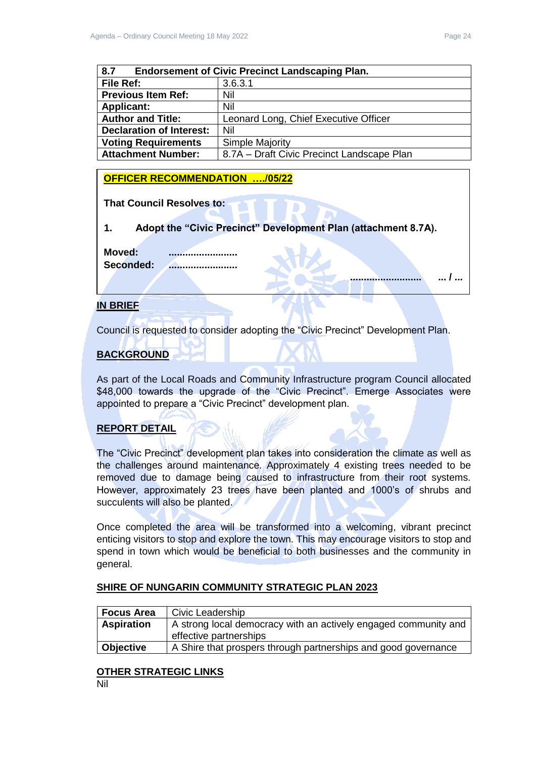| 8.7 | Endorsement of Civic Precinct Landscaping Plan. |
|---|---|
| **File Ref:** | 3.6.3.1 |
| **Previous Item Ref:** | Nil |
| **Applicant:** | Nil |
| **Author and Title:** | Leonard Long, Chief Executive Officer |
| **Declaration of Interest:** | Nil |
| **Voting Requirements** | Simple Majority |
| **Attachment Number:** | 8.7A – Draft Civic Precinct Landscape Plan |

**OFFICER RECOMMENDATION …./05/22**

**That Council Resolves to:**

**1. Adopt the "Civic Precinct" Development Plan (attachment 8.7A).**

**Moved: ........................**
**Seconded: ........................**

**........................ ... / ...**

## IN BRIEF

Council is requested to consider adopting the "Civic Precinct" Development Plan.

## BACKGROUND

As part of the Local Roads and Community Infrastructure program Council allocated $48,000 towards the upgrade of the "Civic Precinct". Emerge Associates were appointed to prepare a "Civic Precinct" development plan.

## REPORT DETAIL

The "Civic Precinct" development plan takes into consideration the climate as well as the challenges around maintenance. Approximately 4 existing trees needed to be removed due to damage being caused to infrastructure from their root systems. However, approximately 23 trees have been planted and 1000's of shrubs and succulents will also be planted.

Once completed the area will be transformed into a welcoming, vibrant precinct enticing visitors to stop and explore the town. This may encourage visitors to stop and spend in town which would be beneficial to both businesses and the community in general.

## SHIRE OF NUNGARIN COMMUNITY STRATEGIC PLAN 2023

| Focus Area | Civic Leadership |
|---|---|
| **Aspiration** | A strong local democracy with an actively engaged community and effective partnerships |
| **Objective** | A Shire that prospers through partnerships and good governance |

## OTHER STRATEGIC LINKS

Nil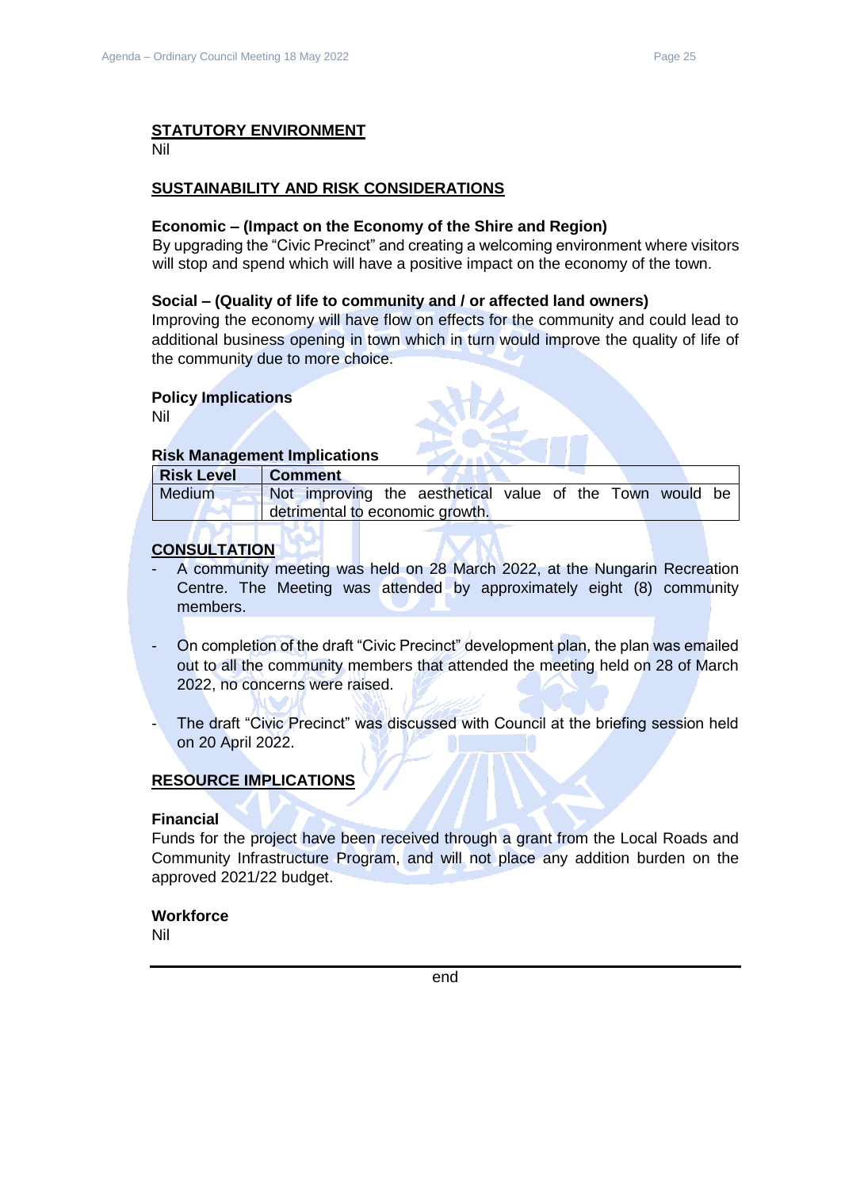## STATUTORY ENVIRONMENT

Nil

## SUSTAINABILITY AND RISK CONSIDERATIONS

### Economic – (Impact on the Economy of the Shire and Region)

By upgrading the "Civic Precinct" and creating a welcoming environment where visitors will stop and spend which will have a positive impact on the economy of the town.

### Social – (Quality of life to community and / or affected land owners)

Improving the economy will have flow on effects for the community and could lead to additional business opening in town which in turn would improve the quality of life of the community due to more choice.

### Policy Implications

Nil

### Risk Management Implications

| Risk Level | Comment |
|---|---|
| Medium | Not improving the aesthetical value of the Town would be detrimental to economic growth. |

## CONSULTATION

- A community meeting was held on 28 March 2022, at the Nungarin Recreation Centre. The Meeting was attended by approximately eight (8) community members.

- On completion of the draft "Civic Precinct" development plan, the plan was emailed out to all the community members that attended the meeting held on 28 of March 2022, no concerns were raised.

- The draft "Civic Precinct" was discussed with Council at the briefing session held on 20 April 2022.

## RESOURCE IMPLICATIONS

### Financial

Funds for the project have been received through a grant from the Local Roads and Community Infrastructure Program, and will not place any addition burden on the approved 2021/22 budget.

### Workforce

Nil

---

end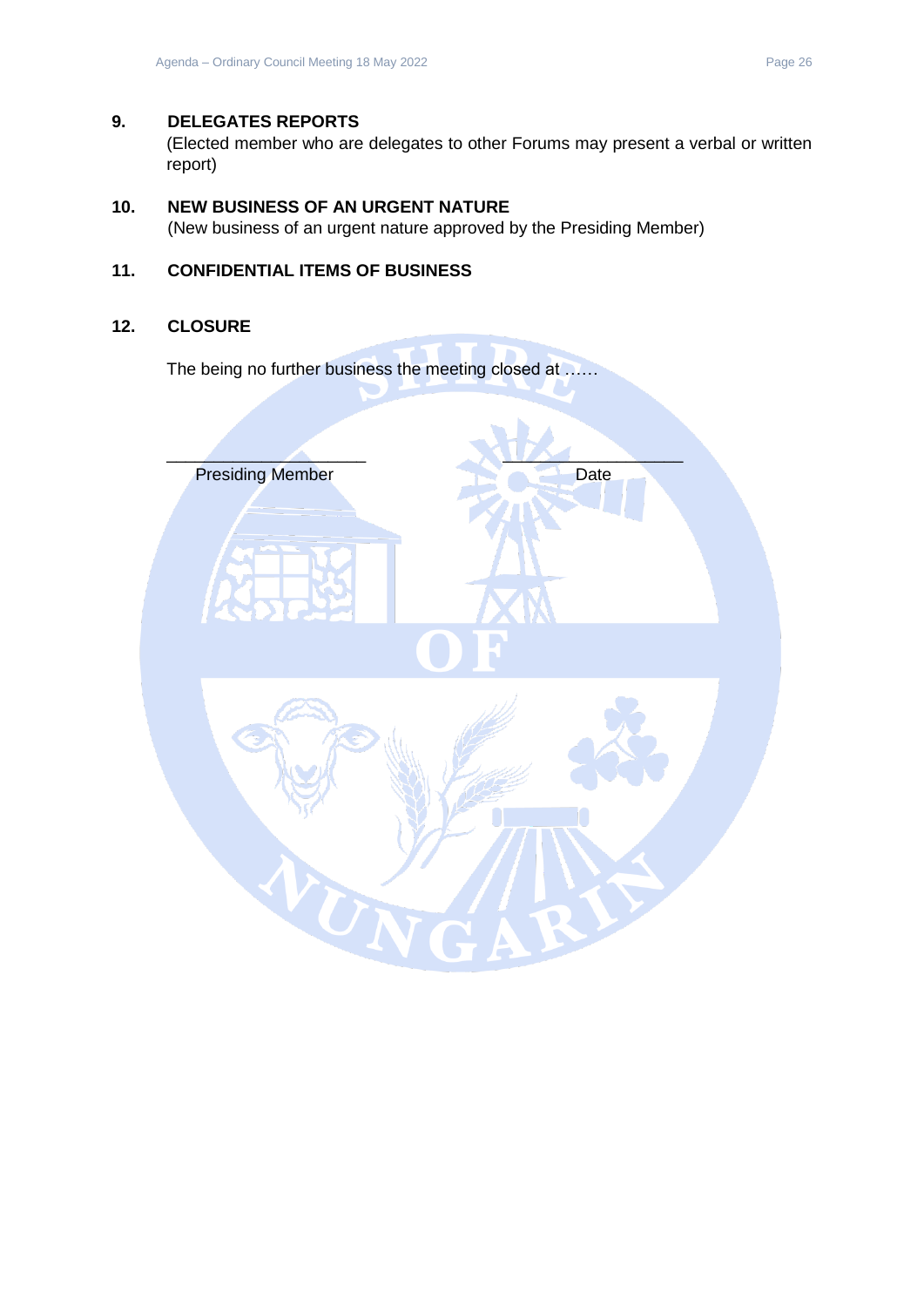## 9. DELEGATES REPORTS

(Elected member who are delegates to other Forums may present a verbal or written report)

## 10. NEW BUSINESS OF AN URGENT NATURE

(New business of an urgent nature approved by the Presiding Member)

## 11. CONFIDENTIAL ITEMS OF BUSINESS

## 12. CLOSURE

The being no further business the meeting closed at ……

_____________________ _____________________

Presiding Member Date